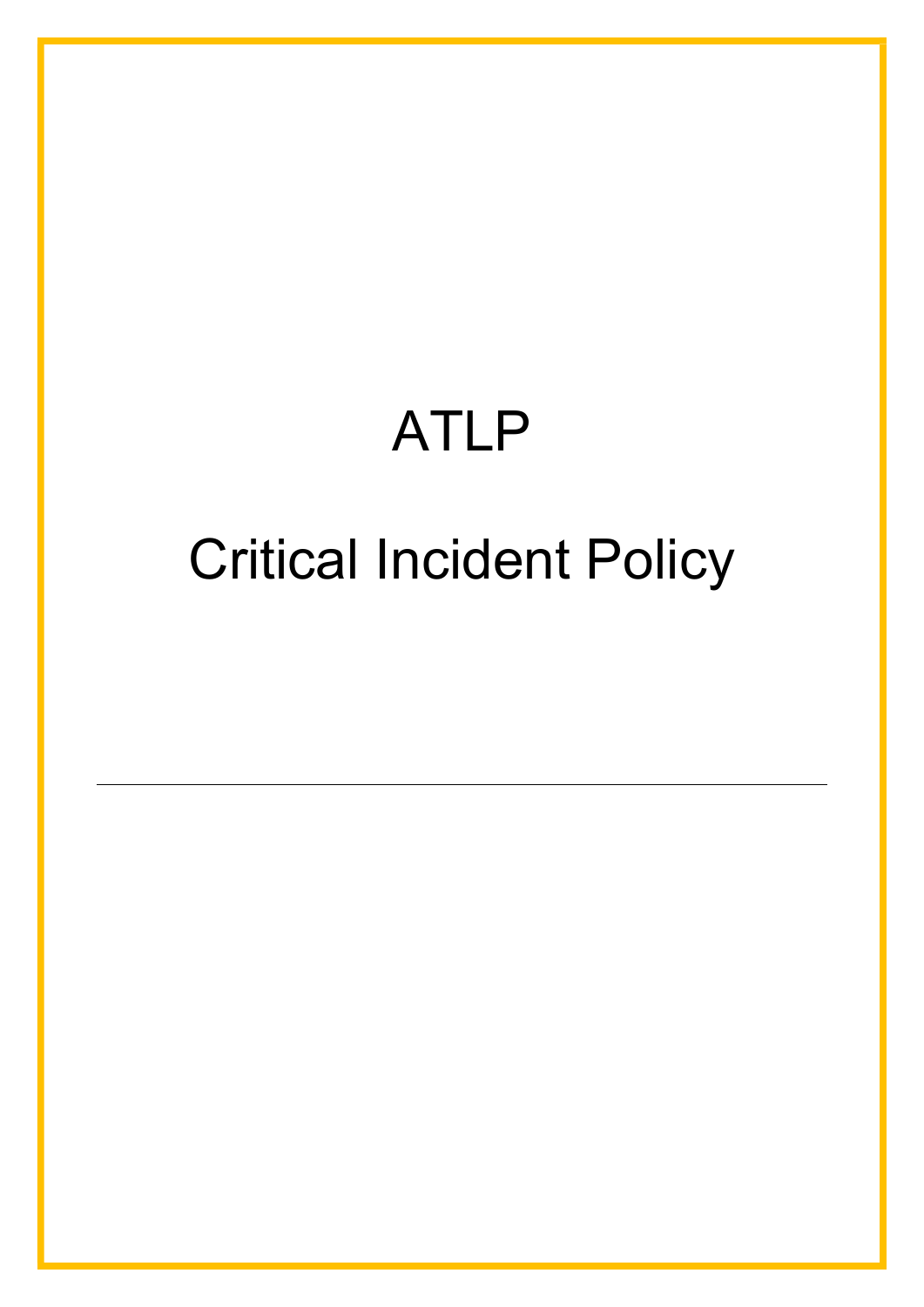# ATLP

# Critical Incident Policy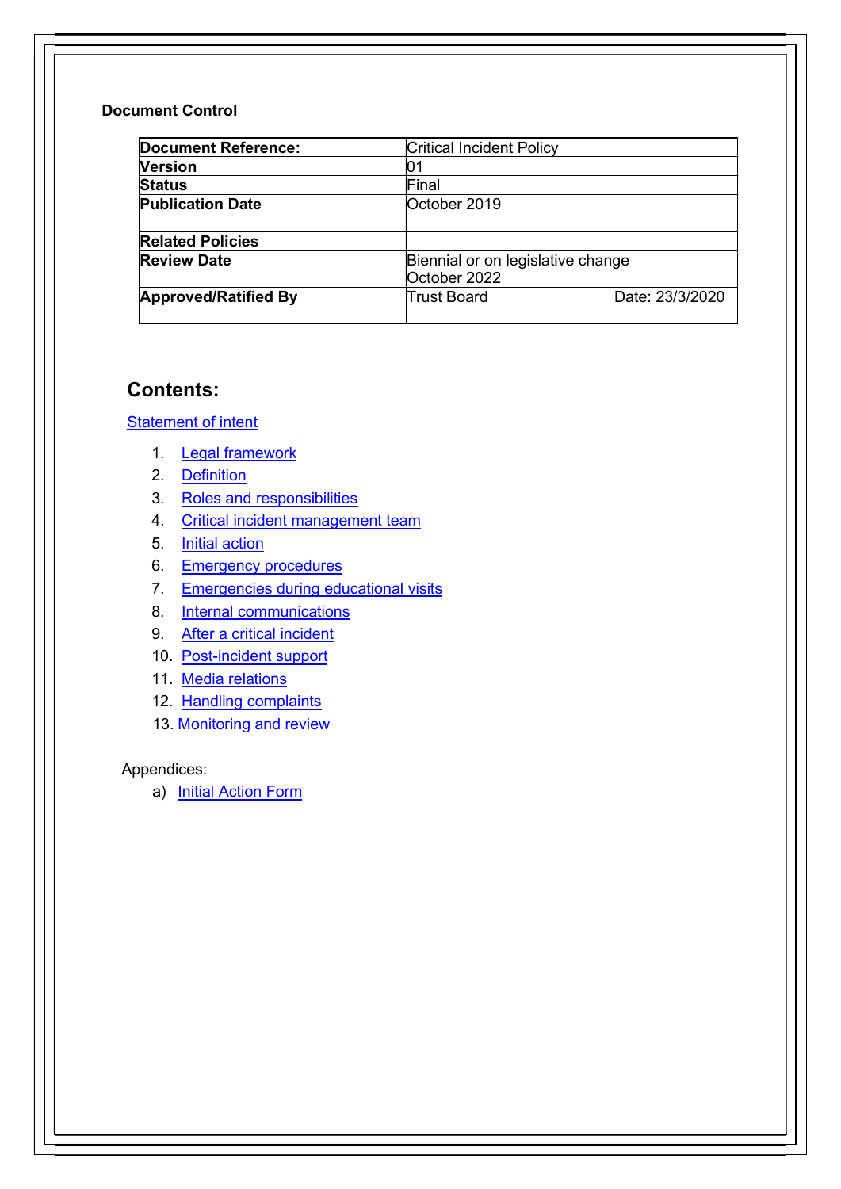**Document Control**

| Document Reference: | Critical Incident Policy | |
|---|---|---|
| **Version** | 01 | |
| **Status** | Final | |
| **Publication Date** | October 2019 | |
| **Related Policies** | | |
| **Review Date** | Biennial or on legislative change<br>October 2022 | |
| **Approved/Ratified By** | Trust Board | Date: 23/3/2020 |

## Contents:

Statement of intent

1. Legal framework
2. Definition
3. Roles and responsibilities
4. Critical incident management team
5. Initial action
6. Emergency procedures
7. Emergencies during educational visits
8. Internal communications
9. After a critical incident
10. Post-incident support
11. Media relations
12. Handling complaints
13. Monitoring and review

Appendices:

a) Initial Action Form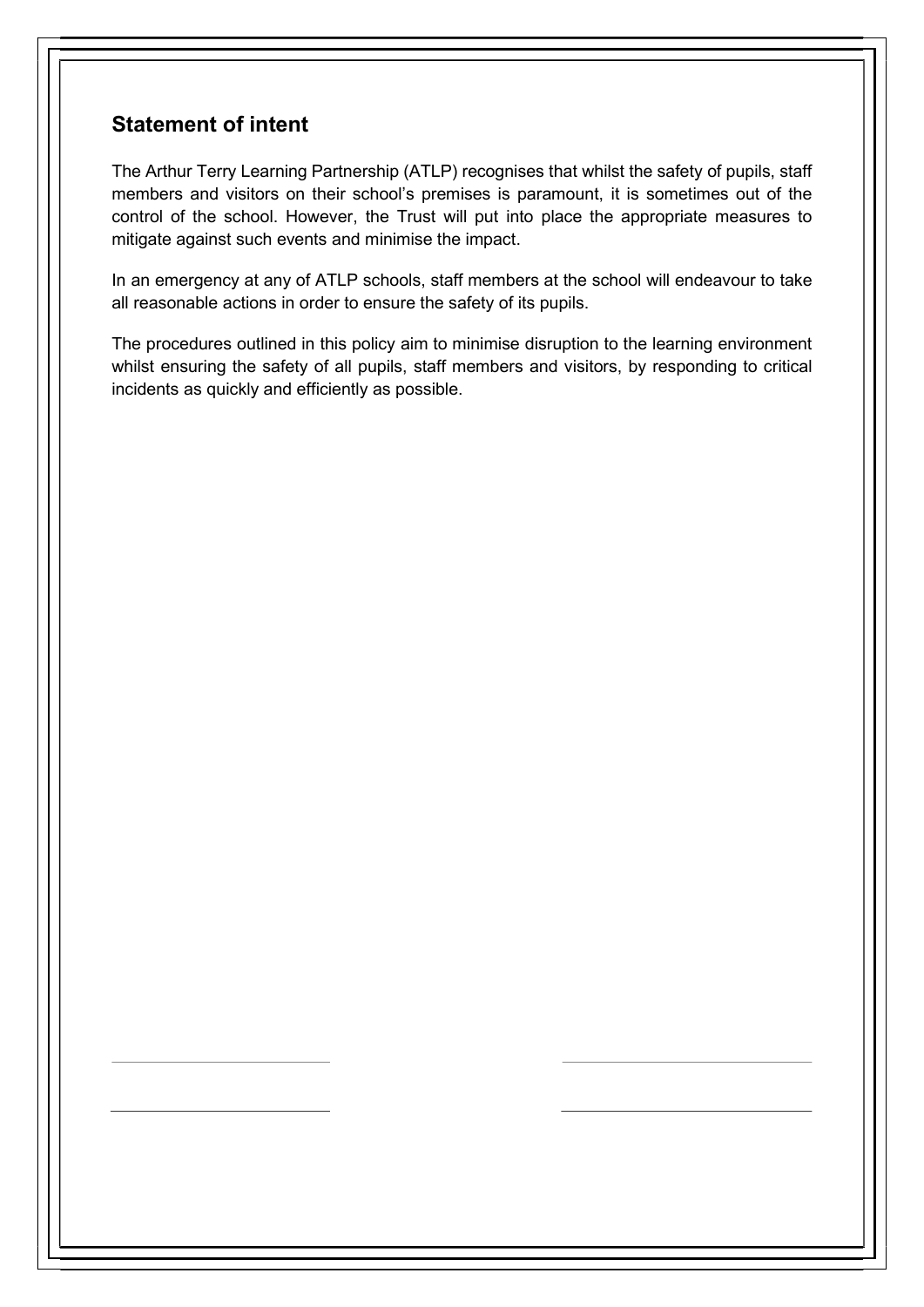## Statement of intent

The Arthur Terry Learning Partnership (ATLP) recognises that whilst the safety of pupils, staff members and visitors on their school's premises is paramount, it is sometimes out of the control of the school. However, the Trust will put into place the appropriate measures to mitigate against such events and minimise the impact.

In an emergency at any of ATLP schools, staff members at the school will endeavour to take all reasonable actions in order to ensure the safety of its pupils.

The procedures outlined in this policy aim to minimise disruption to the learning environment whilst ensuring the safety of all pupils, staff members and visitors, by responding to critical incidents as quickly and efficiently as possible.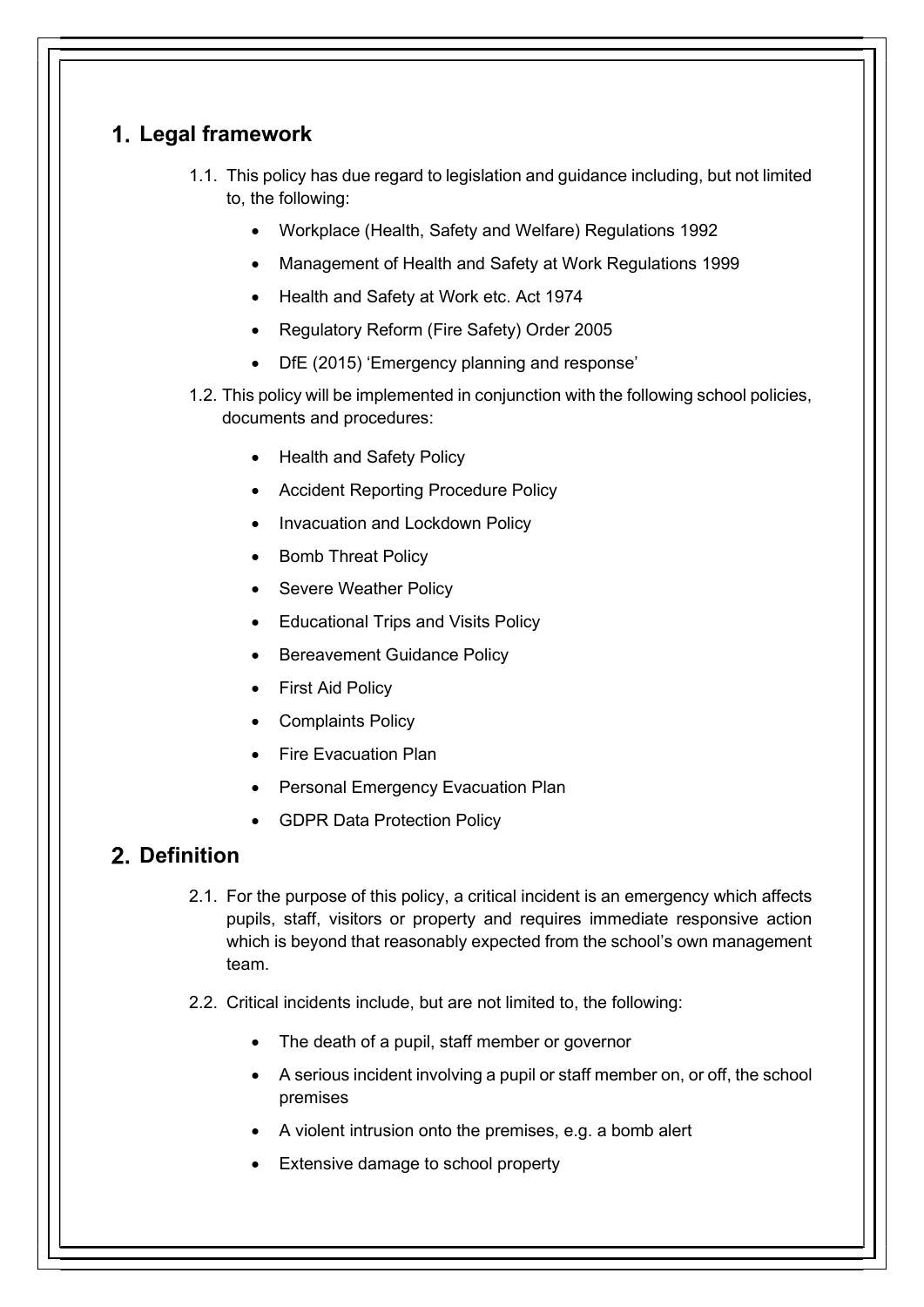## 1. Legal framework

1.1. This policy has due regard to legislation and guidance including, but not limited to, the following:

- Workplace (Health, Safety and Welfare) Regulations 1992
- Management of Health and Safety at Work Regulations 1999
- Health and Safety at Work etc. Act 1974
- Regulatory Reform (Fire Safety) Order 2005
- DfE (2015) 'Emergency planning and response'

1.2. This policy will be implemented in conjunction with the following school policies, documents and procedures:

- Health and Safety Policy
- Accident Reporting Procedure Policy
- Invacuation and Lockdown Policy
- Bomb Threat Policy
- Severe Weather Policy
- Educational Trips and Visits Policy
- Bereavement Guidance Policy
- First Aid Policy
- Complaints Policy
- Fire Evacuation Plan
- Personal Emergency Evacuation Plan
- GDPR Data Protection Policy

## 2. Definition

2.1. For the purpose of this policy, a critical incident is an emergency which affects pupils, staff, visitors or property and requires immediate responsive action which is beyond that reasonably expected from the school's own management team.

2.2. Critical incidents include, but are not limited to, the following:

- The death of a pupil, staff member or governor
- A serious incident involving a pupil or staff member on, or off, the school premises
- A violent intrusion onto the premises, e.g. a bomb alert
- Extensive damage to school property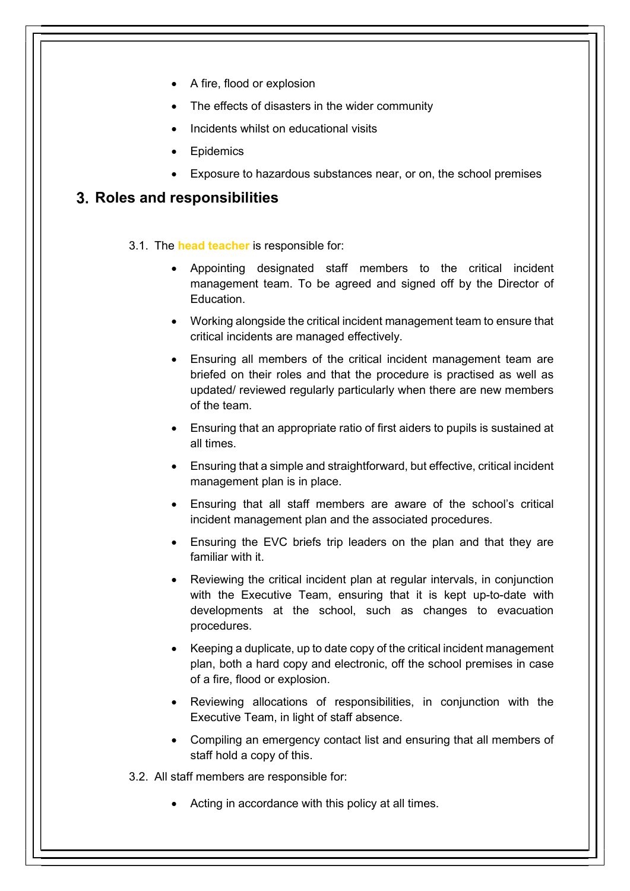- A fire, flood or explosion
- The effects of disasters in the wider community
- Incidents whilst on educational visits
- Epidemics
- Exposure to hazardous substances near, or on, the school premises

## 3. Roles and responsibilities

3.1. The **head teacher** is responsible for:

- Appointing designated staff members to the critical incident management team. To be agreed and signed off by the Director of Education.
- Working alongside the critical incident management team to ensure that critical incidents are managed effectively.
- Ensuring all members of the critical incident management team are briefed on their roles and that the procedure is practised as well as updated/ reviewed regularly particularly when there are new members of the team.
- Ensuring that an appropriate ratio of first aiders to pupils is sustained at all times.
- Ensuring that a simple and straightforward, but effective, critical incident management plan is in place.
- Ensuring that all staff members are aware of the school's critical incident management plan and the associated procedures.
- Ensuring the EVC briefs trip leaders on the plan and that they are familiar with it.
- Reviewing the critical incident plan at regular intervals, in conjunction with the Executive Team, ensuring that it is kept up-to-date with developments at the school, such as changes to evacuation procedures.
- Keeping a duplicate, up to date copy of the critical incident management plan, both a hard copy and electronic, off the school premises in case of a fire, flood or explosion.
- Reviewing allocations of responsibilities, in conjunction with the Executive Team, in light of staff absence.
- Compiling an emergency contact list and ensuring that all members of staff hold a copy of this.

3.2. All staff members are responsible for:

- Acting in accordance with this policy at all times.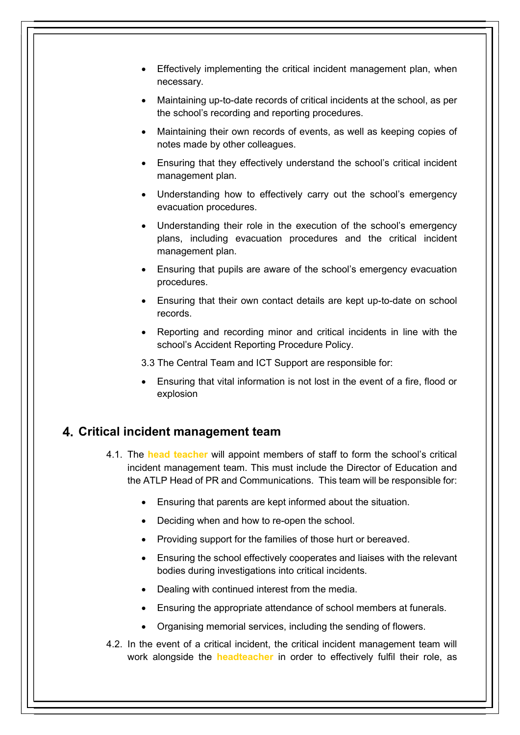- Effectively implementing the critical incident management plan, when necessary.
- Maintaining up-to-date records of critical incidents at the school, as per the school's recording and reporting procedures.
- Maintaining their own records of events, as well as keeping copies of notes made by other colleagues.
- Ensuring that they effectively understand the school's critical incident management plan.
- Understanding how to effectively carry out the school's emergency evacuation procedures.
- Understanding their role in the execution of the school's emergency plans, including evacuation procedures and the critical incident management plan.
- Ensuring that pupils are aware of the school's emergency evacuation procedures.
- Ensuring that their own contact details are kept up-to-date on school records.
- Reporting and recording minor and critical incidents in line with the school's Accident Reporting Procedure Policy.

3.3 The Central Team and ICT Support are responsible for:

- Ensuring that vital information is not lost in the event of a fire, flood or explosion

## 4. Critical incident management team

4.1. The **head teacher** will appoint members of staff to form the school's critical incident management team. This must include the Director of Education and the ATLP Head of PR and Communications. This team will be responsible for:

- Ensuring that parents are kept informed about the situation.
- Deciding when and how to re-open the school.
- Providing support for the families of those hurt or bereaved.
- Ensuring the school effectively cooperates and liaises with the relevant bodies during investigations into critical incidents.
- Dealing with continued interest from the media.
- Ensuring the appropriate attendance of school members at funerals.
- Organising memorial services, including the sending of flowers.

4.2. In the event of a critical incident, the critical incident management team will work alongside the **headteacher** in order to effectively fulfil their role, as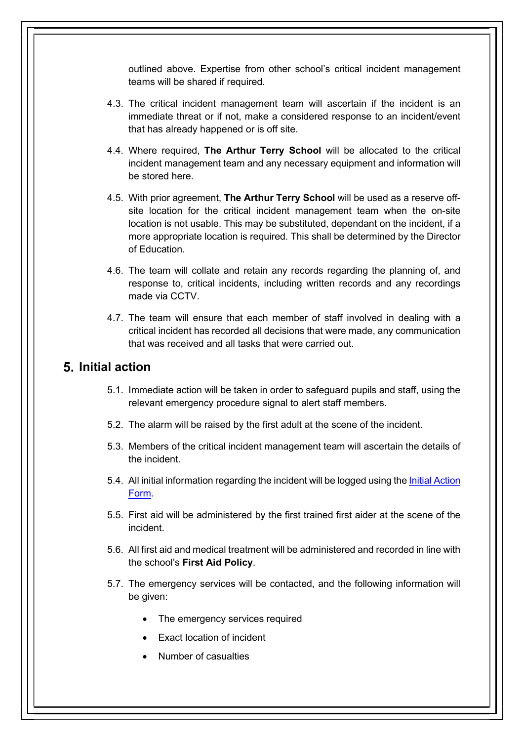outlined above. Expertise from other school's critical incident management teams will be shared if required.

4.3. The critical incident management team will ascertain if the incident is an immediate threat or if not, make a considered response to an incident/event that has already happened or is off site.

4.4. Where required, **The Arthur Terry School** will be allocated to the critical incident management team and any necessary equipment and information will be stored here.

4.5. With prior agreement, **The Arthur Terry School** will be used as a reserve off-site location for the critical incident management team when the on-site location is not usable. This may be substituted, dependant on the incident, if a more appropriate location is required. This shall be determined by the Director of Education.

4.6. The team will collate and retain any records regarding the planning of, and response to, critical incidents, including written records and any recordings made via CCTV.

4.7. The team will ensure that each member of staff involved in dealing with a critical incident has recorded all decisions that were made, any communication that was received and all tasks that were carried out.

## 5. Initial action

5.1. Immediate action will be taken in order to safeguard pupils and staff, using the relevant emergency procedure signal to alert staff members.

5.2. The alarm will be raised by the first adult at the scene of the incident.

5.3. Members of the critical incident management team will ascertain the details of the incident.

5.4. All initial information regarding the incident will be logged using the Initial Action Form.

5.5. First aid will be administered by the first trained first aider at the scene of the incident.

5.6. All first aid and medical treatment will be administered and recorded in line with the school's **First Aid Policy**.

5.7. The emergency services will be contacted, and the following information will be given:

- The emergency services required
- Exact location of incident
- Number of casualties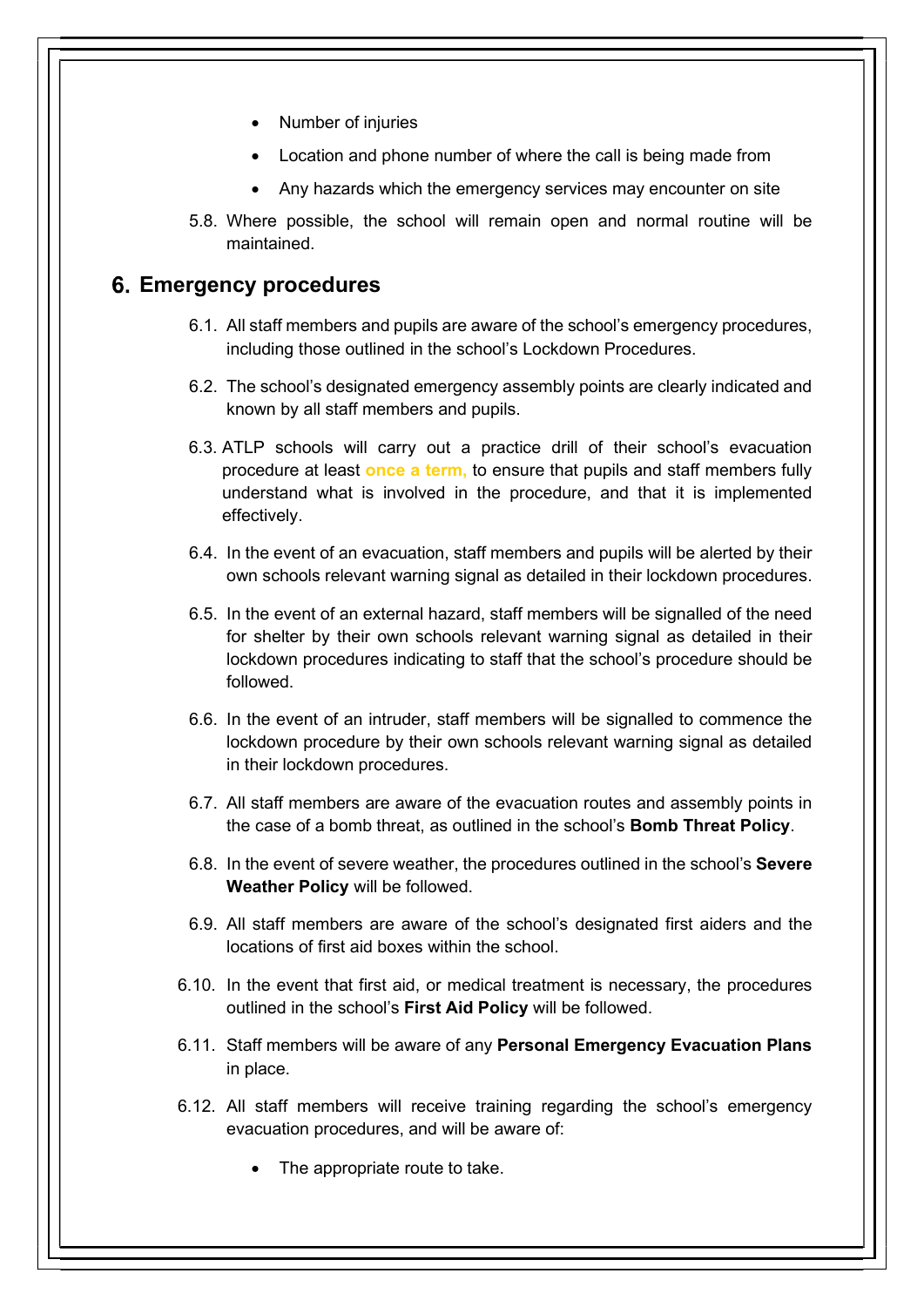- Number of injuries
- Location and phone number of where the call is being made from
- Any hazards which the emergency services may encounter on site

5.8. Where possible, the school will remain open and normal routine will be maintained.

## 6. Emergency procedures

6.1. All staff members and pupils are aware of the school's emergency procedures, including those outlined in the school's Lockdown Procedures.

6.2. The school's designated emergency assembly points are clearly indicated and known by all staff members and pupils.

6.3. ATLP schools will carry out a practice drill of their school's evacuation procedure at least **once a term,** to ensure that pupils and staff members fully understand what is involved in the procedure, and that it is implemented effectively.

6.4. In the event of an evacuation, staff members and pupils will be alerted by their own schools relevant warning signal as detailed in their lockdown procedures.

6.5. In the event of an external hazard, staff members will be signalled of the need for shelter by their own schools relevant warning signal as detailed in their lockdown procedures indicating to staff that the school's procedure should be followed.

6.6. In the event of an intruder, staff members will be signalled to commence the lockdown procedure by their own schools relevant warning signal as detailed in their lockdown procedures.

6.7. All staff members are aware of the evacuation routes and assembly points in the case of a bomb threat, as outlined in the school's **Bomb Threat Policy**.

6.8. In the event of severe weather, the procedures outlined in the school's **Severe Weather Policy** will be followed.

6.9. All staff members are aware of the school's designated first aiders and the locations of first aid boxes within the school.

6.10. In the event that first aid, or medical treatment is necessary, the procedures outlined in the school's **First Aid Policy** will be followed.

6.11. Staff members will be aware of any **Personal Emergency Evacuation Plans** in place.

6.12. All staff members will receive training regarding the school's emergency evacuation procedures, and will be aware of:

- The appropriate route to take.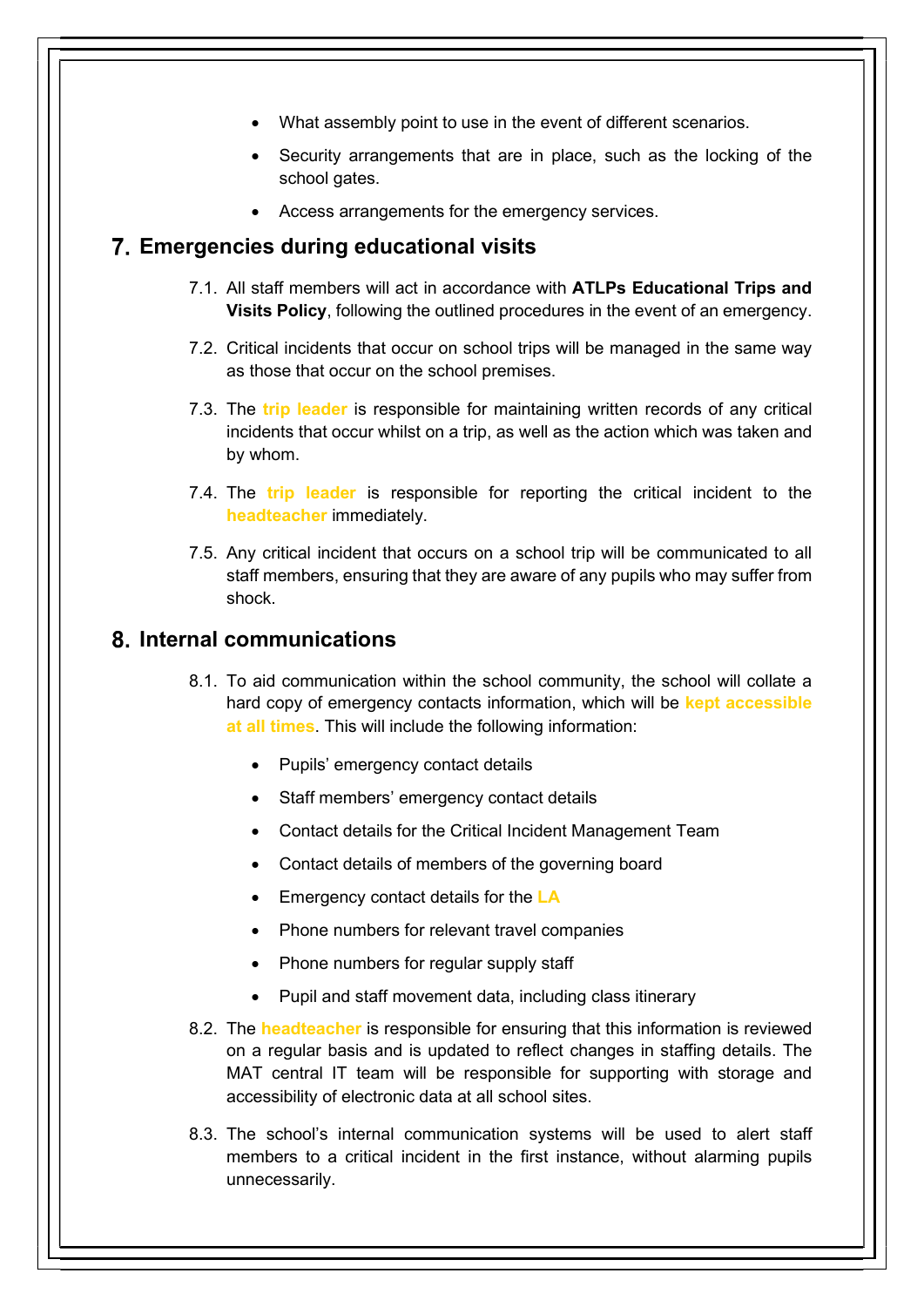- What assembly point to use in the event of different scenarios.
- Security arrangements that are in place, such as the locking of the school gates.
- Access arrangements for the emergency services.

## 7. Emergencies during educational visits

7.1. All staff members will act in accordance with **ATLPs Educational Trips and Visits Policy**, following the outlined procedures in the event of an emergency.

7.2. Critical incidents that occur on school trips will be managed in the same way as those that occur on the school premises.

7.3. The **trip leader** is responsible for maintaining written records of any critical incidents that occur whilst on a trip, as well as the action which was taken and by whom.

7.4. The **trip leader** is responsible for reporting the critical incident to the **headteacher** immediately.

7.5. Any critical incident that occurs on a school trip will be communicated to all staff members, ensuring that they are aware of any pupils who may suffer from shock.

## 8. Internal communications

8.1. To aid communication within the school community, the school will collate a hard copy of emergency contacts information, which will be **kept accessible at all times**. This will include the following information:

- Pupils' emergency contact details
- Staff members' emergency contact details
- Contact details for the Critical Incident Management Team
- Contact details of members of the governing board
- Emergency contact details for the **LA**
- Phone numbers for relevant travel companies
- Phone numbers for regular supply staff
- Pupil and staff movement data, including class itinerary

8.2. The **headteacher** is responsible for ensuring that this information is reviewed on a regular basis and is updated to reflect changes in staffing details. The MAT central IT team will be responsible for supporting with storage and accessibility of electronic data at all school sites.

8.3. The school's internal communication systems will be used to alert staff members to a critical incident in the first instance, without alarming pupils unnecessarily.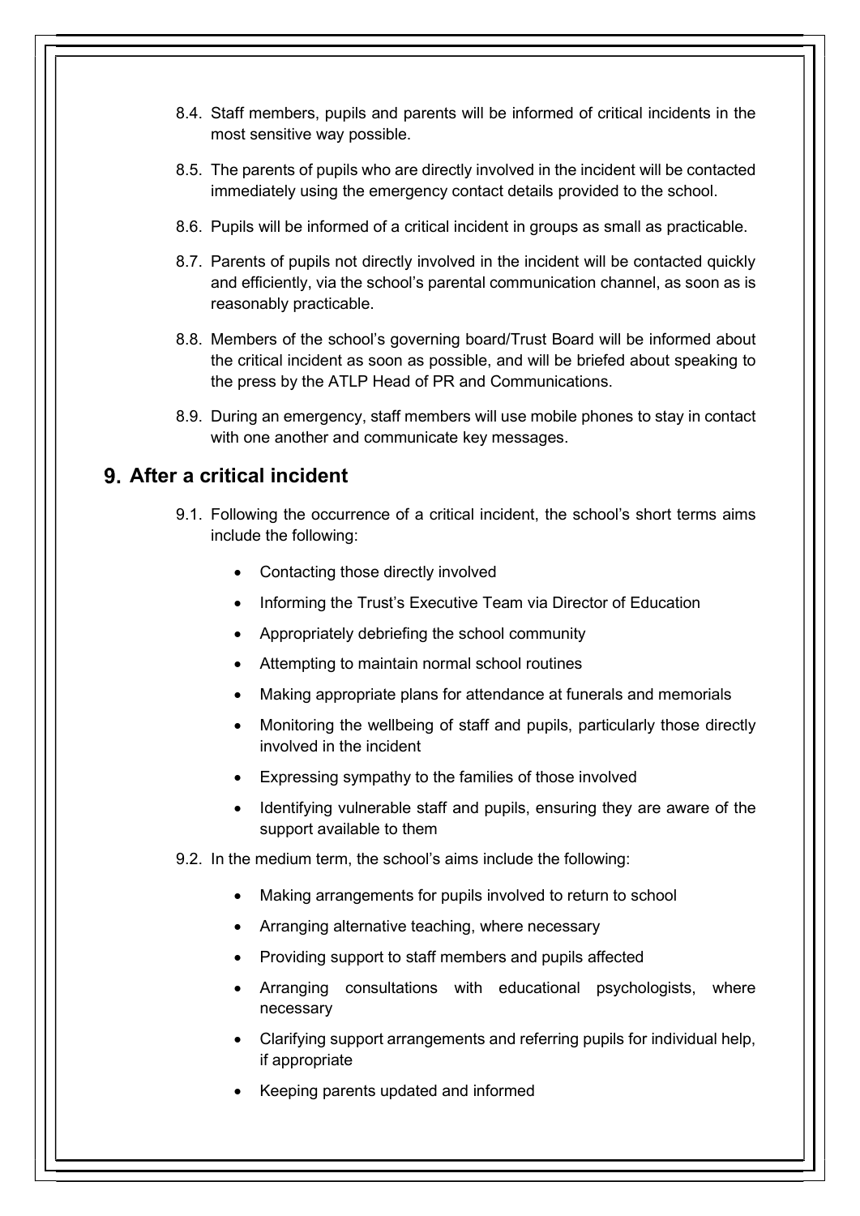8.4. Staff members, pupils and parents will be informed of critical incidents in the most sensitive way possible.

8.5. The parents of pupils who are directly involved in the incident will be contacted immediately using the emergency contact details provided to the school.

8.6. Pupils will be informed of a critical incident in groups as small as practicable.

8.7. Parents of pupils not directly involved in the incident will be contacted quickly and efficiently, via the school's parental communication channel, as soon as is reasonably practicable.

8.8. Members of the school's governing board/Trust Board will be informed about the critical incident as soon as possible, and will be briefed about speaking to the press by the ATLP Head of PR and Communications.

8.9. During an emergency, staff members will use mobile phones to stay in contact with one another and communicate key messages.

## 9. After a critical incident

9.1. Following the occurrence of a critical incident, the school's short terms aims include the following:

- Contacting those directly involved
- Informing the Trust's Executive Team via Director of Education
- Appropriately debriefing the school community
- Attempting to maintain normal school routines
- Making appropriate plans for attendance at funerals and memorials
- Monitoring the wellbeing of staff and pupils, particularly those directly involved in the incident
- Expressing sympathy to the families of those involved
- Identifying vulnerable staff and pupils, ensuring they are aware of the support available to them

9.2. In the medium term, the school's aims include the following:

- Making arrangements for pupils involved to return to school
- Arranging alternative teaching, where necessary
- Providing support to staff members and pupils affected
- Arranging consultations with educational psychologists, where necessary
- Clarifying support arrangements and referring pupils for individual help, if appropriate
- Keeping parents updated and informed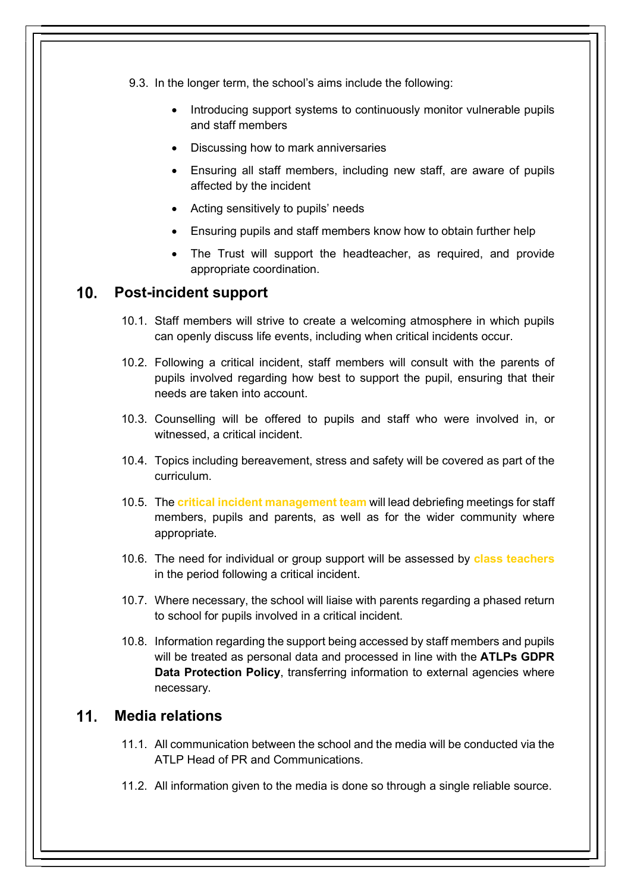9.3. In the longer term, the school's aims include the following:

- Introducing support systems to continuously monitor vulnerable pupils and staff members
- Discussing how to mark anniversaries
- Ensuring all staff members, including new staff, are aware of pupils affected by the incident
- Acting sensitively to pupils' needs
- Ensuring pupils and staff members know how to obtain further help
- The Trust will support the headteacher, as required, and provide appropriate coordination.

## 10. Post-incident support

10.1. Staff members will strive to create a welcoming atmosphere in which pupils can openly discuss life events, including when critical incidents occur.

10.2. Following a critical incident, staff members will consult with the parents of pupils involved regarding how best to support the pupil, ensuring that their needs are taken into account.

10.3. Counselling will be offered to pupils and staff who were involved in, or witnessed, a critical incident.

10.4. Topics including bereavement, stress and safety will be covered as part of the curriculum.

10.5. The **critical incident management team** will lead debriefing meetings for staff members, pupils and parents, as well as for the wider community where appropriate.

10.6. The need for individual or group support will be assessed by **class teachers** in the period following a critical incident.

10.7. Where necessary, the school will liaise with parents regarding a phased return to school for pupils involved in a critical incident.

10.8. Information regarding the support being accessed by staff members and pupils will be treated as personal data and processed in line with the **ATLPs GDPR Data Protection Policy**, transferring information to external agencies where necessary.

## 11. Media relations

11.1. All communication between the school and the media will be conducted via the ATLP Head of PR and Communications.

11.2. All information given to the media is done so through a single reliable source.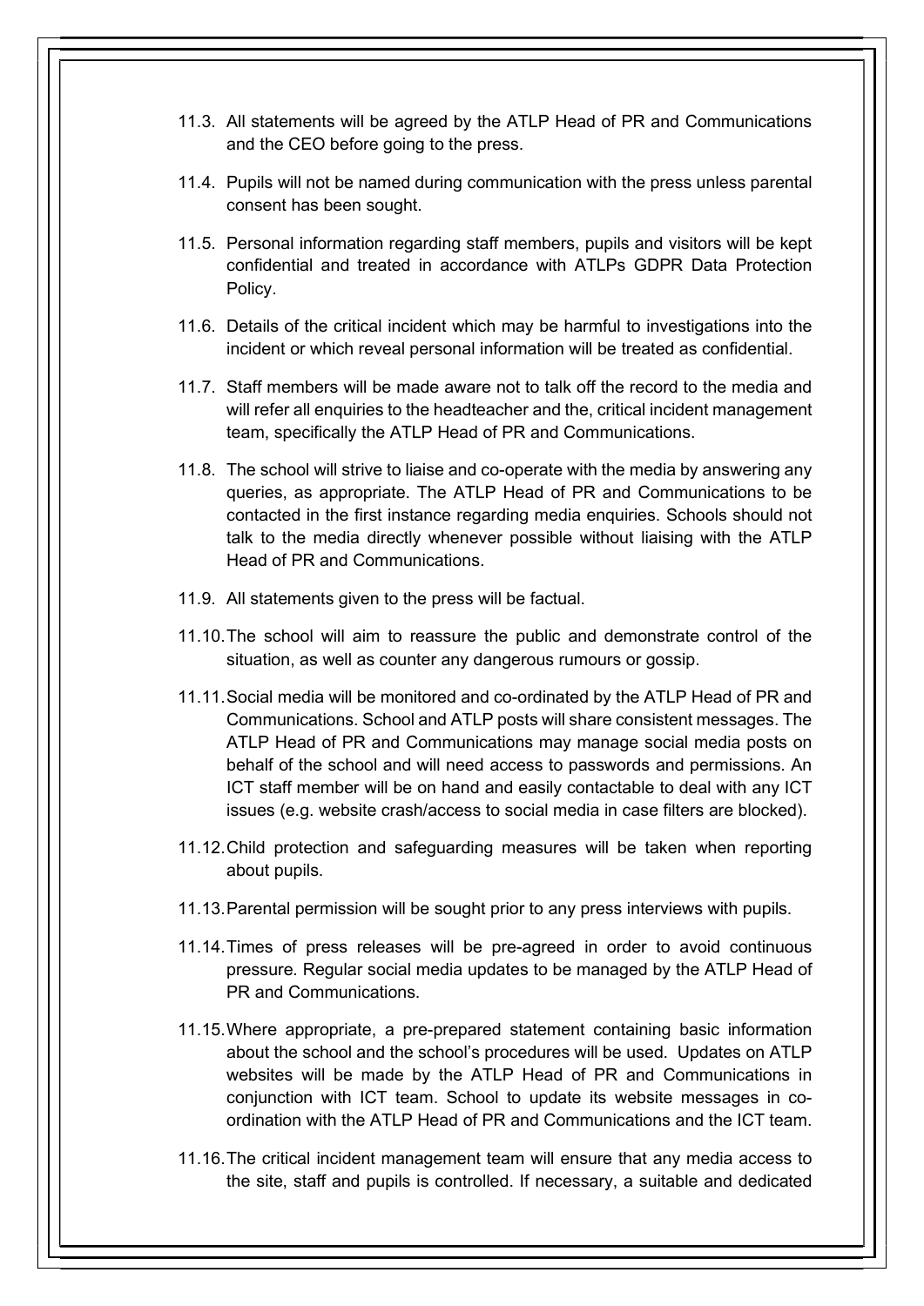11.3. All statements will be agreed by the ATLP Head of PR and Communications and the CEO before going to the press.

11.4. Pupils will not be named during communication with the press unless parental consent has been sought.

11.5. Personal information regarding staff members, pupils and visitors will be kept confidential and treated in accordance with ATLPs GDPR Data Protection Policy.

11.6. Details of the critical incident which may be harmful to investigations into the incident or which reveal personal information will be treated as confidential.

11.7. Staff members will be made aware not to talk off the record to the media and will refer all enquiries to the headteacher and the, critical incident management team, specifically the ATLP Head of PR and Communications.

11.8. The school will strive to liaise and co-operate with the media by answering any queries, as appropriate. The ATLP Head of PR and Communications to be contacted in the first instance regarding media enquiries. Schools should not talk to the media directly whenever possible without liaising with the ATLP Head of PR and Communications.

11.9. All statements given to the press will be factual.

11.10. The school will aim to reassure the public and demonstrate control of the situation, as well as counter any dangerous rumours or gossip.

11.11. Social media will be monitored and co-ordinated by the ATLP Head of PR and Communications. School and ATLP posts will share consistent messages. The ATLP Head of PR and Communications may manage social media posts on behalf of the school and will need access to passwords and permissions. An ICT staff member will be on hand and easily contactable to deal with any ICT issues (e.g. website crash/access to social media in case filters are blocked).

11.12. Child protection and safeguarding measures will be taken when reporting about pupils.

11.13. Parental permission will be sought prior to any press interviews with pupils.

11.14. Times of press releases will be pre-agreed in order to avoid continuous pressure. Regular social media updates to be managed by the ATLP Head of PR and Communications.

11.15. Where appropriate, a pre-prepared statement containing basic information about the school and the school's procedures will be used. Updates on ATLP websites will be made by the ATLP Head of PR and Communications in conjunction with ICT team. School to update its website messages in co-ordination with the ATLP Head of PR and Communications and the ICT team.

11.16. The critical incident management team will ensure that any media access to the site, staff and pupils is controlled. If necessary, a suitable and dedicated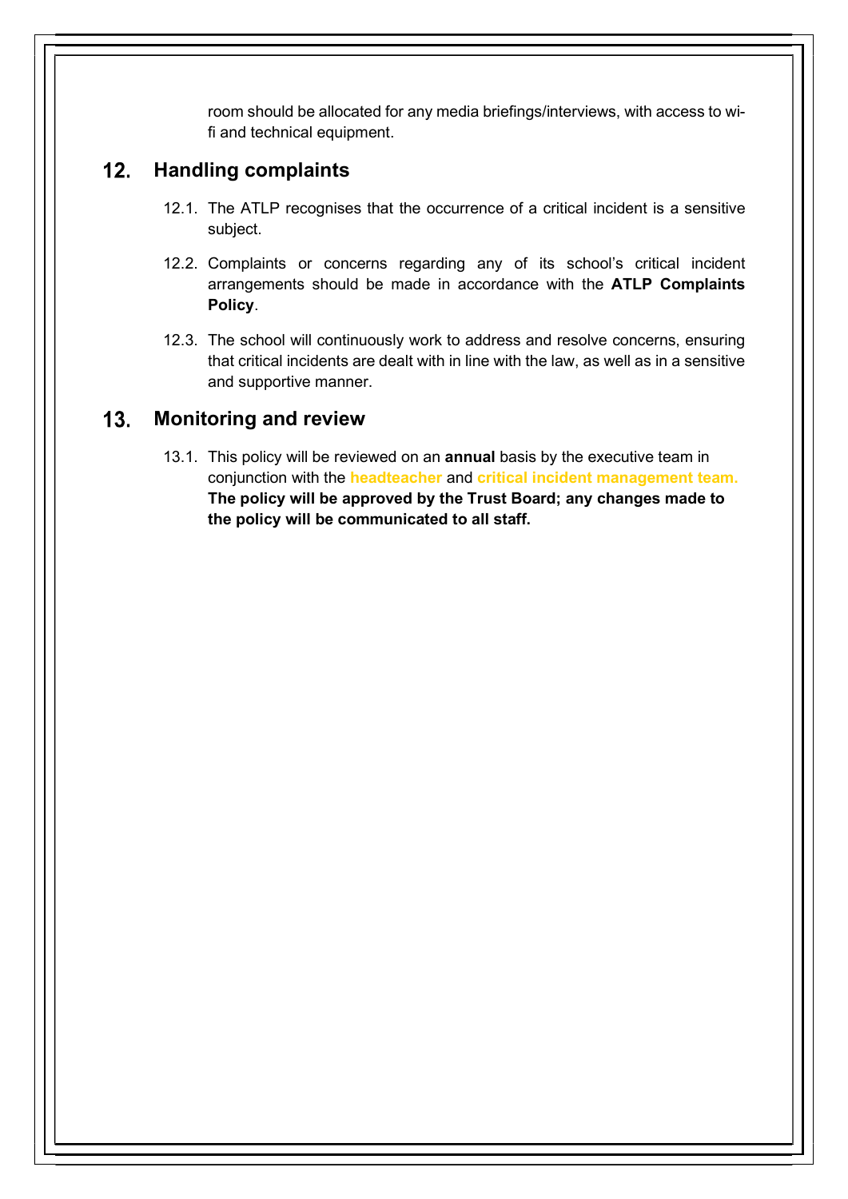room should be allocated for any media briefings/interviews, with access to wi-fi and technical equipment.

## 12. Handling complaints

12.1. The ATLP recognises that the occurrence of a critical incident is a sensitive subject.

12.2. Complaints or concerns regarding any of its school's critical incident arrangements should be made in accordance with the **ATLP Complaints Policy**.

12.3. The school will continuously work to address and resolve concerns, ensuring that critical incidents are dealt with in line with the law, as well as in a sensitive and supportive manner.

## 13. Monitoring and review

13.1. This policy will be reviewed on an **annual** basis by the executive team in conjunction with the **headteacher** and **critical incident management team.** **The policy will be approved by the Trust Board; any changes made to the policy will be communicated to all staff.**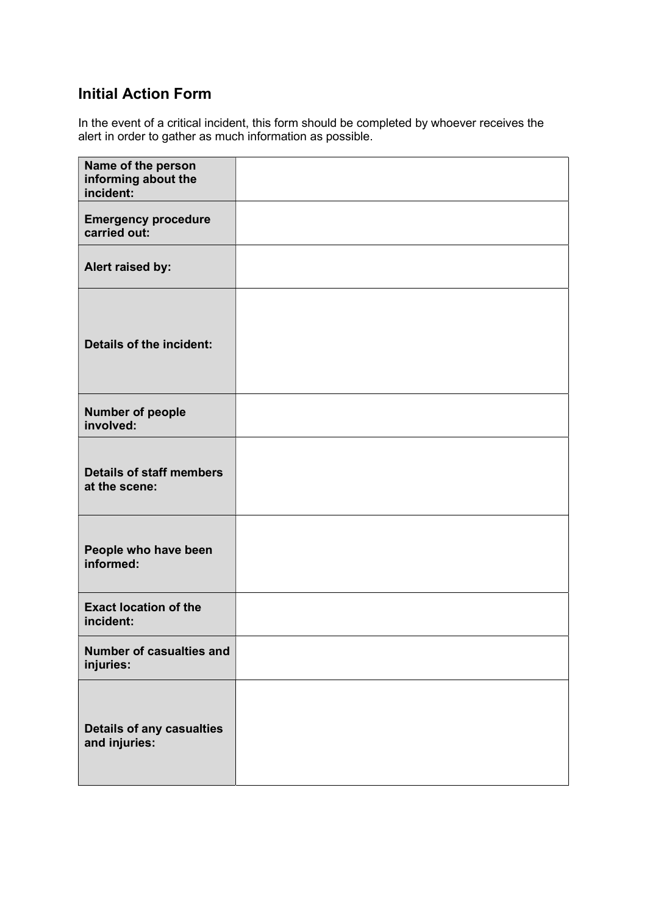## Initial Action Form

In the event of a critical incident, this form should be completed by whoever receives the alert in order to gather as much information as possible.

| | |
|---|---|
| **Name of the person informing about the incident:** | |
| **Emergency procedure carried out:** | |
| **Alert raised by:** | |
| **Details of the incident:** | |
| **Number of people involved:** | |
| **Details of staff members at the scene:** | |
| **People who have been informed:** | |
| **Exact location of the incident:** | |
| **Number of casualties and injuries:** | |
| **Details of any casualties and injuries:** | |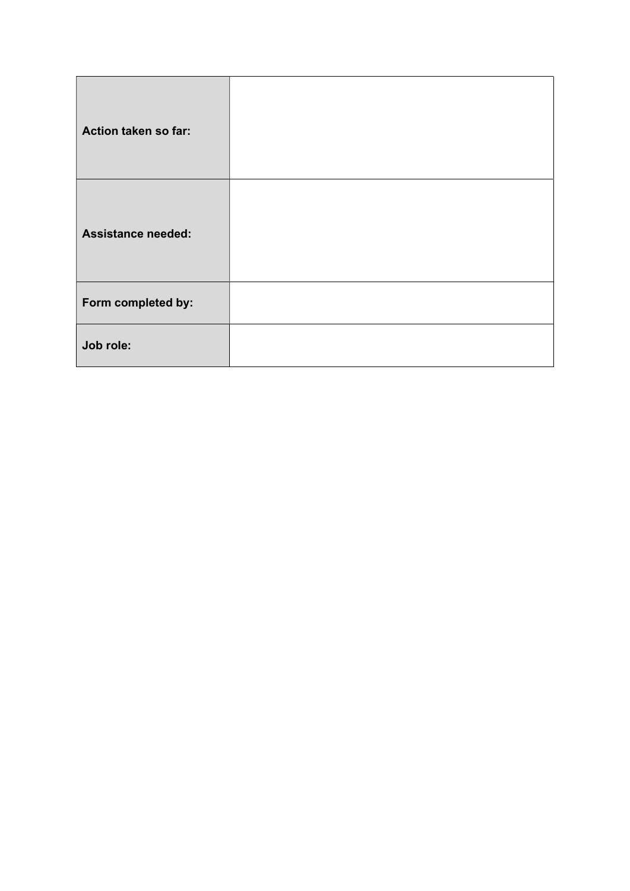| | |
|---|---|
| **Action taken so far:** | |
| **Assistance needed:** | |
| **Form completed by:** | |
| **Job role:** | |